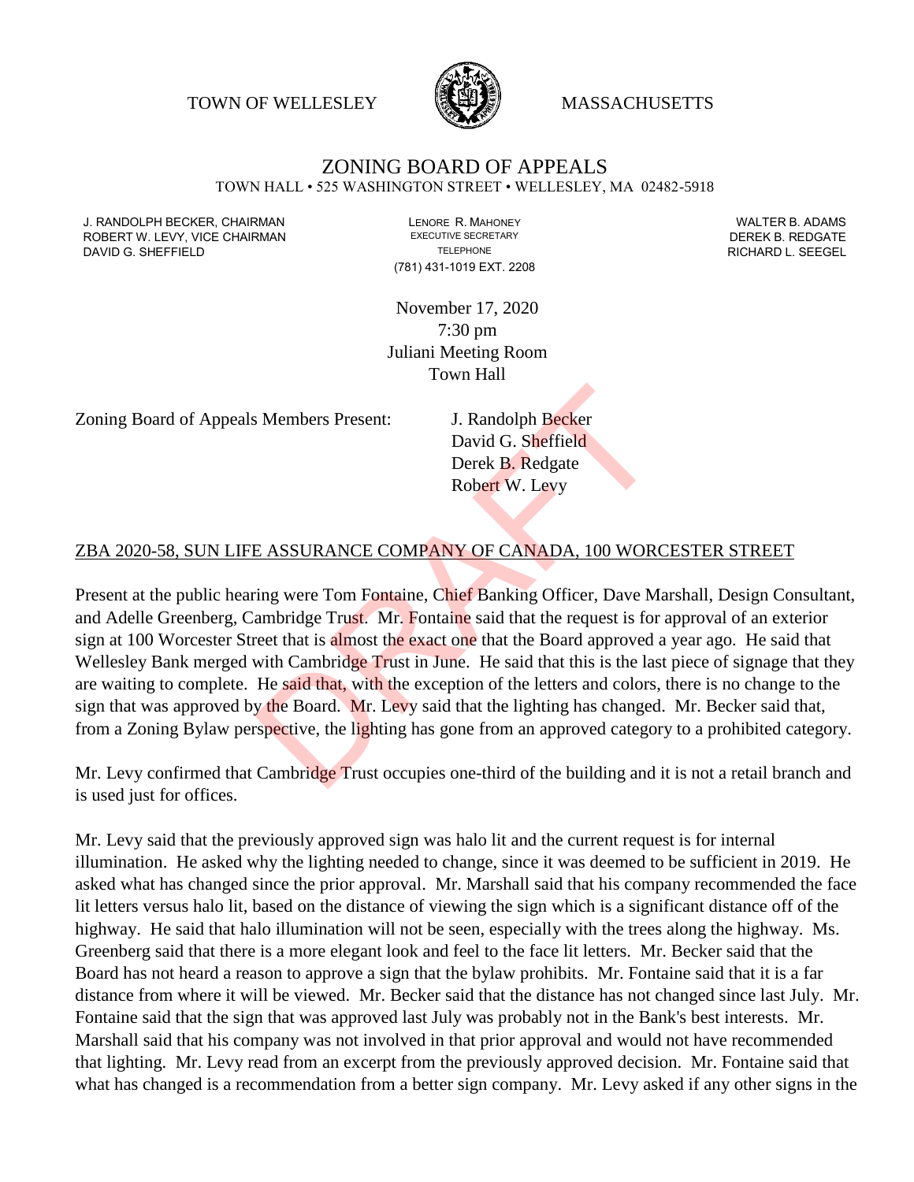TOWN OF WELLESLEY MASSACHUSETTS

# ZONING BOARD OF APPEALS

TOWN HALL • 525 WASHINGTON STREET • WELLESLEY, MA 02482-5918

J. RANDOLPH BECKER, CHAIRMAN
ROBERT W. LEVY, VICE CHAIRMAN
DAVID G. SHEFFIELD

LENORE R. MAHONEY
EXECUTIVE SECRETARY
TELEPHONE
(781) 431-1019 EXT. 2208

WALTER B. ADAMS
DEREK B. REDGATE
RICHARD L. SEEGEL

November 17, 2020
7:30 pm
Juliani Meeting Room
Town Hall

Zoning Board of Appeals Members Present: J. Randolph Becker
David G. Sheffield
Derek B. Redgate
Robert W. Levy

## ZBA 2020-58, SUN LIFE ASSURANCE COMPANY OF CANADA, 100 WORCESTER STREET

Present at the public hearing were Tom Fontaine, Chief Banking Officer, Dave Marshall, Design Consultant, and Adelle Greenberg, Cambridge Trust. Mr. Fontaine said that the request is for approval of an exterior sign at 100 Worcester Street that is almost the exact one that the Board approved a year ago. He said that Wellesley Bank merged with Cambridge Trust in June. He said that this is the last piece of signage that they are waiting to complete. He said that, with the exception of the letters and colors, there is no change to the sign that was approved by the Board. Mr. Levy said that the lighting has changed. Mr. Becker said that, from a Zoning Bylaw perspective, the lighting has gone from an approved category to a prohibited category.

Mr. Levy confirmed that Cambridge Trust occupies one-third of the building and it is not a retail branch and is used just for offices.

Mr. Levy said that the previously approved sign was halo lit and the current request is for internal illumination. He asked why the lighting needed to change, since it was deemed to be sufficient in 2019. He asked what has changed since the prior approval. Mr. Marshall said that his company recommended the face lit letters versus halo lit, based on the distance of viewing the sign which is a significant distance off of the highway. He said that halo illumination will not be seen, especially with the trees along the highway. Ms. Greenberg said that there is a more elegant look and feel to the face lit letters. Mr. Becker said that the Board has not heard a reason to approve a sign that the bylaw prohibits. Mr. Fontaine said that it is a far distance from where it will be viewed. Mr. Becker said that the distance has not changed since last July. Mr. Fontaine said that the sign that was approved last July was probably not in the Bank's best interests. Mr. Marshall said that his company was not involved in that prior approval and would not have recommended that lighting. Mr. Levy read from an excerpt from the previously approved decision. Mr. Fontaine said that what has changed is a recommendation from a better sign company. Mr. Levy asked if any other signs in the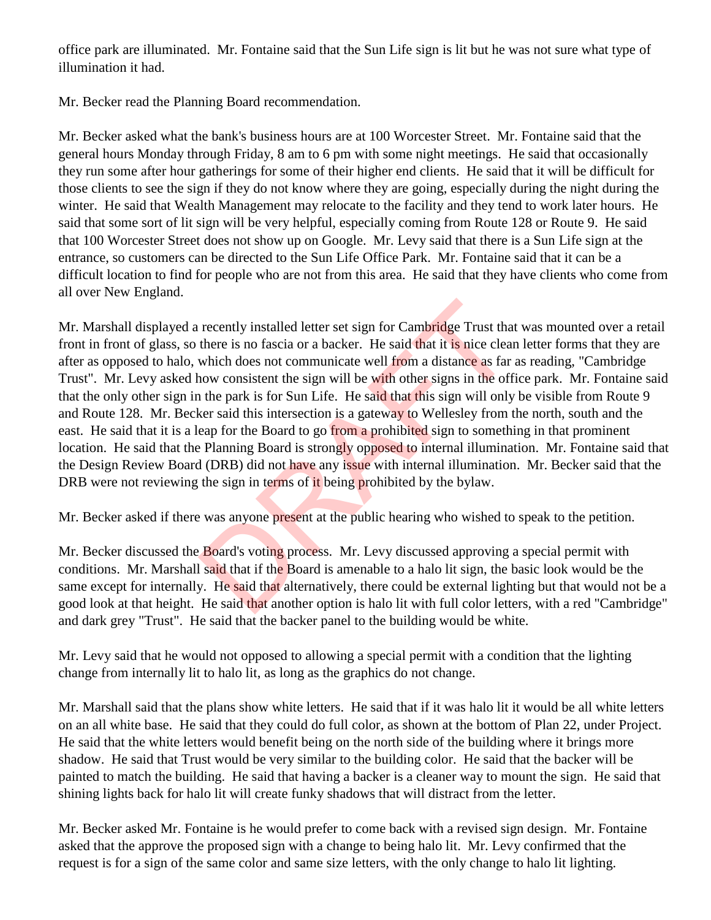office park are illuminated. Mr. Fontaine said that the Sun Life sign is lit but he was not sure what type of illumination it had.

Mr. Becker read the Planning Board recommendation.

Mr. Becker asked what the bank's business hours are at 100 Worcester Street. Mr. Fontaine said that the general hours Monday through Friday, 8 am to 6 pm with some night meetings. He said that occasionally they run some after hour gatherings for some of their higher end clients. He said that it will be difficult for those clients to see the sign if they do not know where they are going, especially during the night during the winter. He said that Wealth Management may relocate to the facility and they tend to work later hours. He said that some sort of lit sign will be very helpful, especially coming from Route 128 or Route 9. He said that 100 Worcester Street does not show up on Google. Mr. Levy said that there is a Sun Life sign at the entrance, so customers can be directed to the Sun Life Office Park. Mr. Fontaine said that it can be a difficult location to find for people who are not from this area. He said that they have clients who come from all over New England.

Mr. Marshall displayed a recently installed letter set sign for Cambridge Trust that was mounted over a retail front in front of glass, so there is no fascia or a backer. He said that it is nice clean letter forms that they are after as opposed to halo, which does not communicate well from a distance as far as reading, "Cambridge Trust". Mr. Levy asked how consistent the sign will be with other signs in the office park. Mr. Fontaine said that the only other sign in the park is for Sun Life. He said that this sign will only be visible from Route 9 and Route 128. Mr. Becker said this intersection is a gateway to Wellesley from the north, south and the east. He said that it is a leap for the Board to go from a prohibited sign to something in that prominent location. He said that the Planning Board is strongly opposed to internal illumination. Mr. Fontaine said that the Design Review Board (DRB) did not have any issue with internal illumination. Mr. Becker said that the DRB were not reviewing the sign in terms of it being prohibited by the bylaw.

Mr. Becker asked if there was anyone present at the public hearing who wished to speak to the petition.

Mr. Becker discussed the Board's voting process. Mr. Levy discussed approving a special permit with conditions. Mr. Marshall said that if the Board is amenable to a halo lit sign, the basic look would be the same except for internally. He said that alternatively, there could be external lighting but that would not be a good look at that height. He said that another option is halo lit with full color letters, with a red "Cambridge" and dark grey "Trust". He said that the backer panel to the building would be white.

Mr. Levy said that he would not opposed to allowing a special permit with a condition that the lighting change from internally lit to halo lit, as long as the graphics do not change.

Mr. Marshall said that the plans show white letters. He said that if it was halo lit it would be all white letters on an all white base. He said that they could do full color, as shown at the bottom of Plan 22, under Project. He said that the white letters would benefit being on the north side of the building where it brings more shadow. He said that Trust would be very similar to the building color. He said that the backer will be painted to match the building. He said that having a backer is a cleaner way to mount the sign. He said that shining lights back for halo lit will create funky shadows that will distract from the letter.

Mr. Becker asked Mr. Fontaine is he would prefer to come back with a revised sign design. Mr. Fontaine asked that the approve the proposed sign with a change to being halo lit. Mr. Levy confirmed that the request is for a sign of the same color and same size letters, with the only change to halo lit lighting.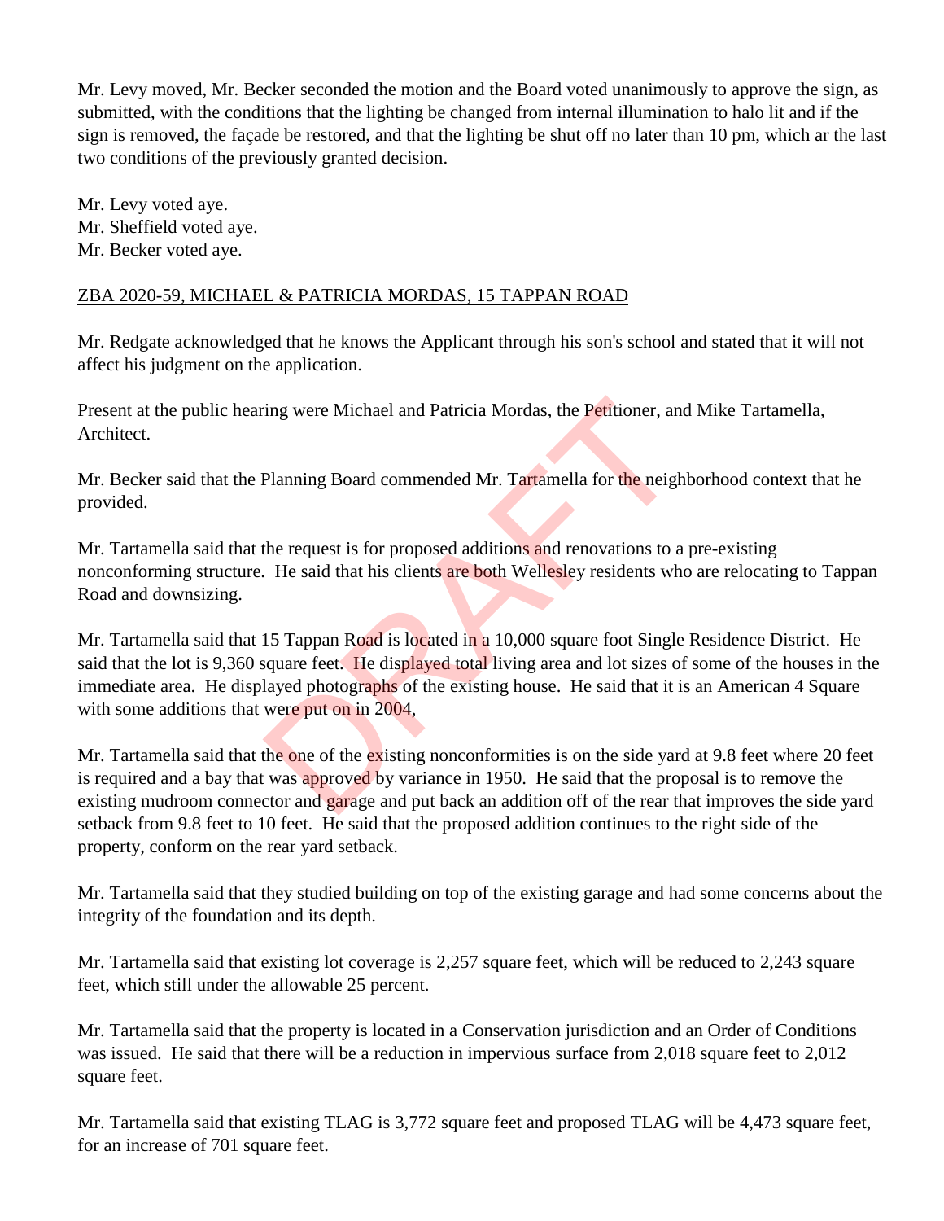Mr. Levy moved, Mr. Becker seconded the motion and the Board voted unanimously to approve the sign, as submitted, with the conditions that the lighting be changed from internal illumination to halo lit and if the sign is removed, the façade be restored, and that the lighting be shut off no later than 10 pm, which ar the last two conditions of the previously granted decision.

Mr. Levy voted aye.
Mr. Sheffield voted aye.
Mr. Becker voted aye.

ZBA 2020-59, MICHAEL & PATRICIA MORDAS, 15 TAPPAN ROAD

Mr. Redgate acknowledged that he knows the Applicant through his son's school and stated that it will not affect his judgment on the application.

Present at the public hearing were Michael and Patricia Mordas, the Petitioner, and Mike Tartamella, Architect.

Mr. Becker said that the Planning Board commended Mr. Tartamella for the neighborhood context that he provided.

Mr. Tartamella said that the request is for proposed additions and renovations to a pre-existing nonconforming structure. He said that his clients are both Wellesley residents who are relocating to Tappan Road and downsizing.

Mr. Tartamella said that 15 Tappan Road is located in a 10,000 square foot Single Residence District. He said that the lot is 9,360 square feet. He displayed total living area and lot sizes of some of the houses in the immediate area. He displayed photographs of the existing house. He said that it is an American 4 Square with some additions that were put on in 2004,

Mr. Tartamella said that the one of the existing nonconformities is on the side yard at 9.8 feet where 20 feet is required and a bay that was approved by variance in 1950. He said that the proposal is to remove the existing mudroom connector and garage and put back an addition off of the rear that improves the side yard setback from 9.8 feet to 10 feet. He said that the proposed addition continues to the right side of the property, conform on the rear yard setback.

Mr. Tartamella said that they studied building on top of the existing garage and had some concerns about the integrity of the foundation and its depth.

Mr. Tartamella said that existing lot coverage is 2,257 square feet, which will be reduced to 2,243 square feet, which still under the allowable 25 percent.

Mr. Tartamella said that the property is located in a Conservation jurisdiction and an Order of Conditions was issued. He said that there will be a reduction in impervious surface from 2,018 square feet to 2,012 square feet.

Mr. Tartamella said that existing TLAG is 3,772 square feet and proposed TLAG will be 4,473 square feet, for an increase of 701 square feet.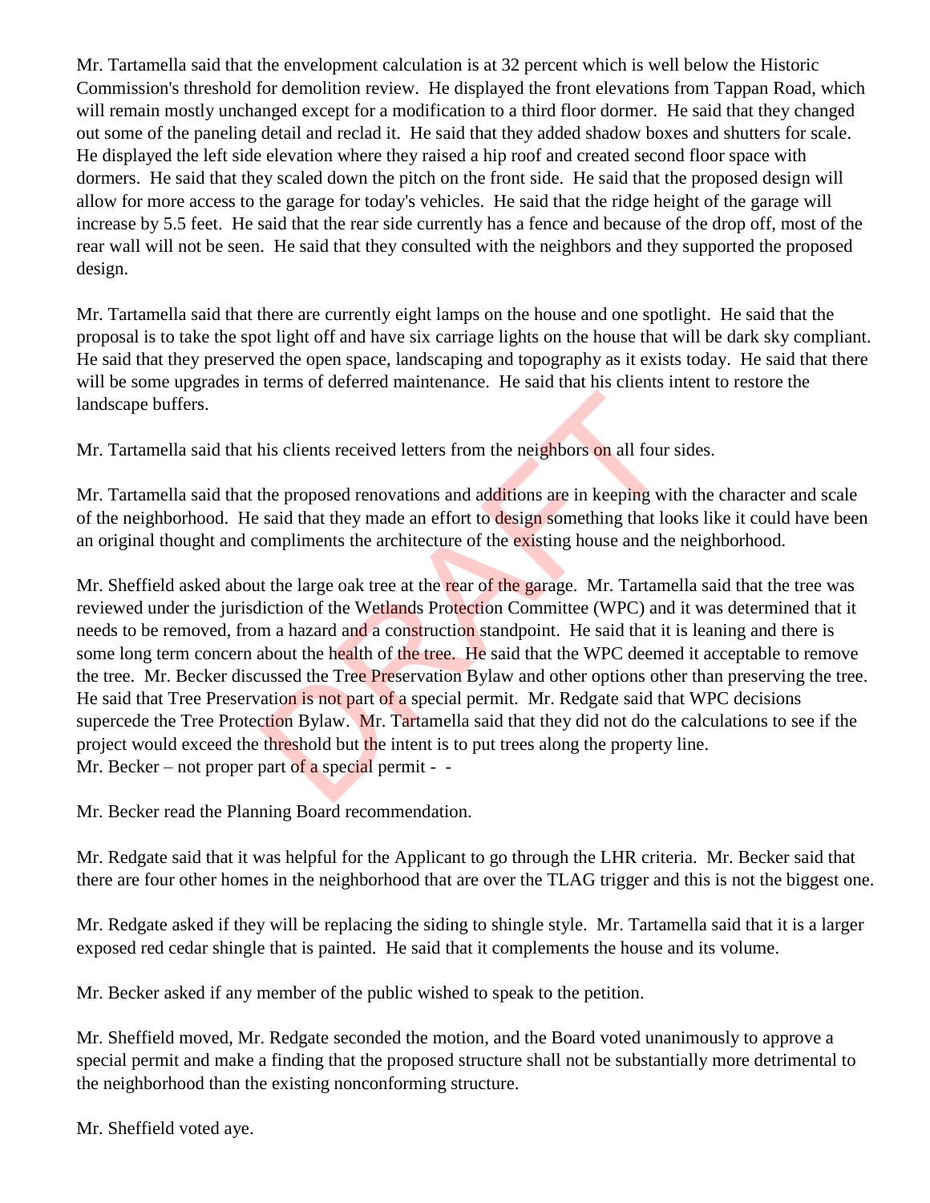Mr. Tartamella said that the envelopment calculation is at 32 percent which is well below the Historic Commission's threshold for demolition review. He displayed the front elevations from Tappan Road, which will remain mostly unchanged except for a modification to a third floor dormer. He said that they changed out some of the paneling detail and reclad it. He said that they added shadow boxes and shutters for scale. He displayed the left side elevation where they raised a hip roof and created second floor space with dormers. He said that they scaled down the pitch on the front side. He said that the proposed design will allow for more access to the garage for today's vehicles. He said that the ridge height of the garage will increase by 5.5 feet. He said that the rear side currently has a fence and because of the drop off, most of the rear wall will not be seen. He said that they consulted with the neighbors and they supported the proposed design.

Mr. Tartamella said that there are currently eight lamps on the house and one spotlight. He said that the proposal is to take the spot light off and have six carriage lights on the house that will be dark sky compliant. He said that they preserved the open space, landscaping and topography as it exists today. He said that there will be some upgrades in terms of deferred maintenance. He said that his clients intent to restore the landscape buffers.

Mr. Tartamella said that his clients received letters from the neighbors on all four sides.

Mr. Tartamella said that the proposed renovations and additions are in keeping with the character and scale of the neighborhood. He said that they made an effort to design something that looks like it could have been an original thought and compliments the architecture of the existing house and the neighborhood.

Mr. Sheffield asked about the large oak tree at the rear of the garage. Mr. Tartamella said that the tree was reviewed under the jurisdiction of the Wetlands Protection Committee (WPC) and it was determined that it needs to be removed, from a hazard and a construction standpoint. He said that it is leaning and there is some long term concern about the health of the tree. He said that the WPC deemed it acceptable to remove the tree. Mr. Becker discussed the Tree Preservation Bylaw and other options other than preserving the tree. He said that Tree Preservation is not part of a special permit. Mr. Redgate said that WPC decisions supercede the Tree Protection Bylaw. Mr. Tartamella said that they did not do the calculations to see if the project would exceed the threshold but the intent is to put trees along the property line.
Mr. Becker – not proper part of a special permit - -

Mr. Becker read the Planning Board recommendation.

Mr. Redgate said that it was helpful for the Applicant to go through the LHR criteria. Mr. Becker said that there are four other homes in the neighborhood that are over the TLAG trigger and this is not the biggest one.

Mr. Redgate asked if they will be replacing the siding to shingle style. Mr. Tartamella said that it is a larger exposed red cedar shingle that is painted. He said that it complements the house and its volume.

Mr. Becker asked if any member of the public wished to speak to the petition.

Mr. Sheffield moved, Mr. Redgate seconded the motion, and the Board voted unanimously to approve a special permit and make a finding that the proposed structure shall not be substantially more detrimental to the neighborhood than the existing nonconforming structure.

Mr. Sheffield voted aye.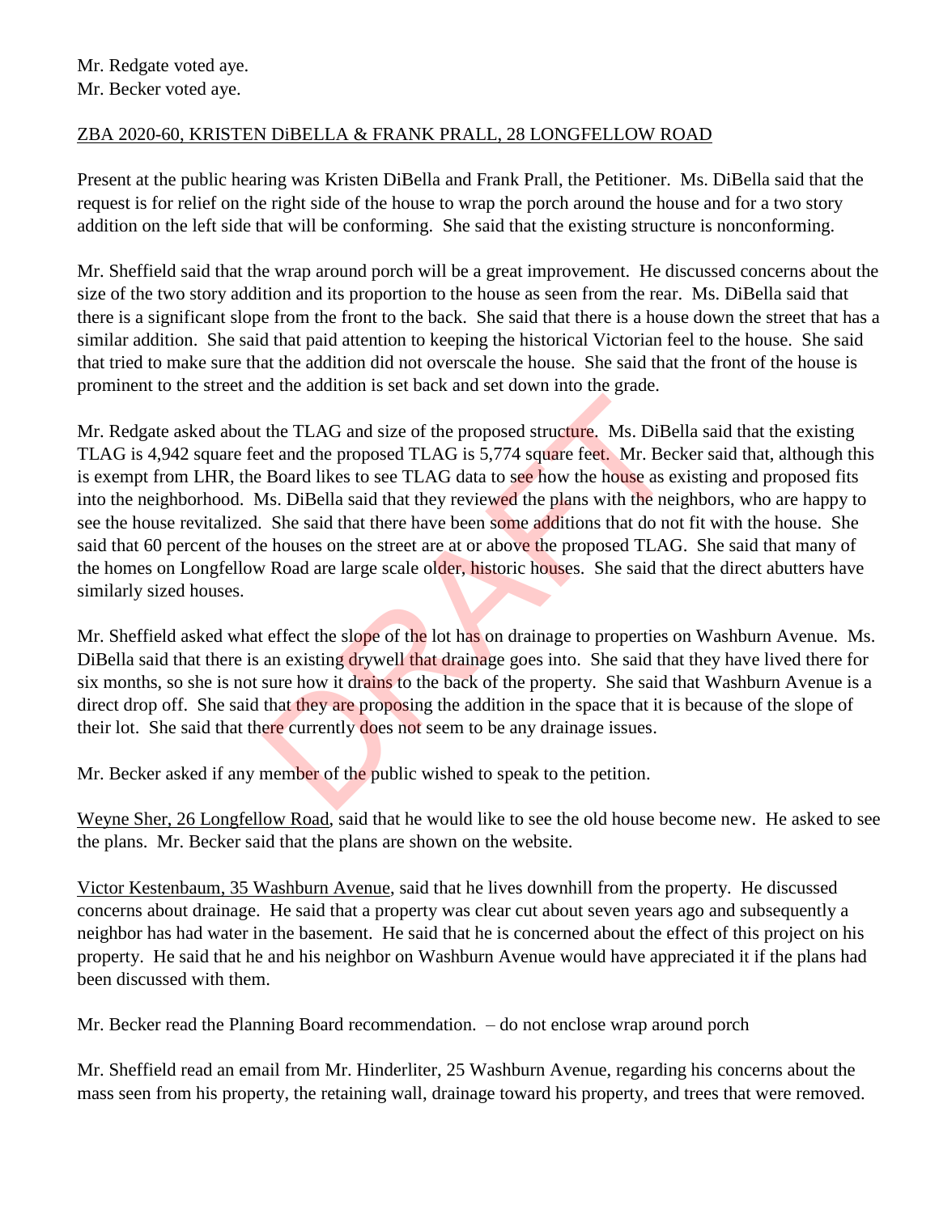Mr. Redgate voted aye.
Mr. Becker voted aye.

ZBA 2020-60, KRISTEN DiBELLA & FRANK PRALL, 28 LONGFELLOW ROAD

Present at the public hearing was Kristen DiBella and Frank Prall, the Petitioner. Ms. DiBella said that the request is for relief on the right side of the house to wrap the porch around the house and for a two story addition on the left side that will be conforming. She said that the existing structure is nonconforming.

Mr. Sheffield said that the wrap around porch will be a great improvement. He discussed concerns about the size of the two story addition and its proportion to the house as seen from the rear. Ms. DiBella said that there is a significant slope from the front to the back. She said that there is a house down the street that has a similar addition. She said that paid attention to keeping the historical Victorian feel to the house. She said that tried to make sure that the addition did not overscale the house. She said that the front of the house is prominent to the street and the addition is set back and set down into the grade.

Mr. Redgate asked about the TLAG and size of the proposed structure. Ms. DiBella said that the existing TLAG is 4,942 square feet and the proposed TLAG is 5,774 square feet. Mr. Becker said that, although this is exempt from LHR, the Board likes to see TLAG data to see how the house as existing and proposed fits into the neighborhood. Ms. DiBella said that they reviewed the plans with the neighbors, who are happy to see the house revitalized. She said that there have been some additions that do not fit with the house. She said that 60 percent of the houses on the street are at or above the proposed TLAG. She said that many of the homes on Longfellow Road are large scale older, historic houses. She said that the direct abutters have similarly sized houses.

Mr. Sheffield asked what effect the slope of the lot has on drainage to properties on Washburn Avenue. Ms. DiBella said that there is an existing drywell that drainage goes into. She said that they have lived there for six months, so she is not sure how it drains to the back of the property. She said that Washburn Avenue is a direct drop off. She said that they are proposing the addition in the space that it is because of the slope of their lot. She said that there currently does not seem to be any drainage issues.

Mr. Becker asked if any member of the public wished to speak to the petition.

Weyne Sher, 26 Longfellow Road, said that he would like to see the old house become new. He asked to see the plans. Mr. Becker said that the plans are shown on the website.

Victor Kestenbaum, 35 Washburn Avenue, said that he lives downhill from the property. He discussed concerns about drainage. He said that a property was clear cut about seven years ago and subsequently a neighbor has had water in the basement. He said that he is concerned about the effect of this project on his property. He said that he and his neighbor on Washburn Avenue would have appreciated it if the plans had been discussed with them.

Mr. Becker read the Planning Board recommendation. – do not enclose wrap around porch

Mr. Sheffield read an email from Mr. Hinderliter, 25 Washburn Avenue, regarding his concerns about the mass seen from his property, the retaining wall, drainage toward his property, and trees that were removed.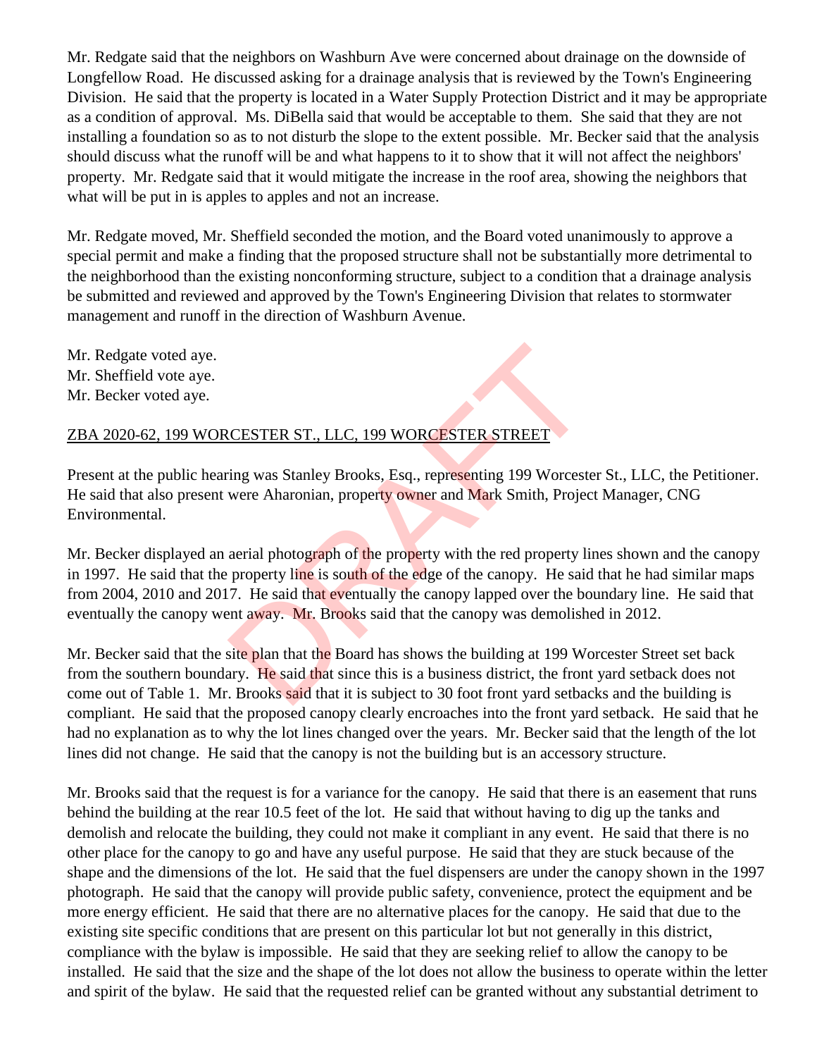Mr. Redgate said that the neighbors on Washburn Ave were concerned about drainage on the downside of Longfellow Road. He discussed asking for a drainage analysis that is reviewed by the Town's Engineering Division. He said that the property is located in a Water Supply Protection District and it may be appropriate as a condition of approval. Ms. DiBella said that would be acceptable to them. She said that they are not installing a foundation so as to not disturb the slope to the extent possible. Mr. Becker said that the analysis should discuss what the runoff will be and what happens to it to show that it will not affect the neighbors' property. Mr. Redgate said that it would mitigate the increase in the roof area, showing the neighbors that what will be put in is apples to apples and not an increase.

Mr. Redgate moved, Mr. Sheffield seconded the motion, and the Board voted unanimously to approve a special permit and make a finding that the proposed structure shall not be substantially more detrimental to the neighborhood than the existing nonconforming structure, subject to a condition that a drainage analysis be submitted and reviewed and approved by the Town's Engineering Division that relates to stormwater management and runoff in the direction of Washburn Avenue.

Mr. Redgate voted aye.
Mr. Sheffield vote aye.
Mr. Becker voted aye.

ZBA 2020-62, 199 WORCESTER ST., LLC, 199 WORCESTER STREET

Present at the public hearing was Stanley Brooks, Esq., representing 199 Worcester St., LLC, the Petitioner. He said that also present were Aharonian, property owner and Mark Smith, Project Manager, CNG Environmental.

Mr. Becker displayed an aerial photograph of the property with the red property lines shown and the canopy in 1997. He said that the property line is south of the edge of the canopy. He said that he had similar maps from 2004, 2010 and 2017. He said that eventually the canopy lapped over the boundary line. He said that eventually the canopy went away. Mr. Brooks said that the canopy was demolished in 2012.

Mr. Becker said that the site plan that the Board has shows the building at 199 Worcester Street set back from the southern boundary. He said that since this is a business district, the front yard setback does not come out of Table 1. Mr. Brooks said that it is subject to 30 foot front yard setbacks and the building is compliant. He said that the proposed canopy clearly encroaches into the front yard setback. He said that he had no explanation as to why the lot lines changed over the years. Mr. Becker said that the length of the lot lines did not change. He said that the canopy is not the building but is an accessory structure.

Mr. Brooks said that the request is for a variance for the canopy. He said that there is an easement that runs behind the building at the rear 10.5 feet of the lot. He said that without having to dig up the tanks and demolish and relocate the building, they could not make it compliant in any event. He said that there is no other place for the canopy to go and have any useful purpose. He said that they are stuck because of the shape and the dimensions of the lot. He said that the fuel dispensers are under the canopy shown in the 1997 photograph. He said that the canopy will provide public safety, convenience, protect the equipment and be more energy efficient. He said that there are no alternative places for the canopy. He said that due to the existing site specific conditions that are present on this particular lot but not generally in this district, compliance with the bylaw is impossible. He said that they are seeking relief to allow the canopy to be installed. He said that the size and the shape of the lot does not allow the business to operate within the letter and spirit of the bylaw. He said that the requested relief can be granted without any substantial detriment to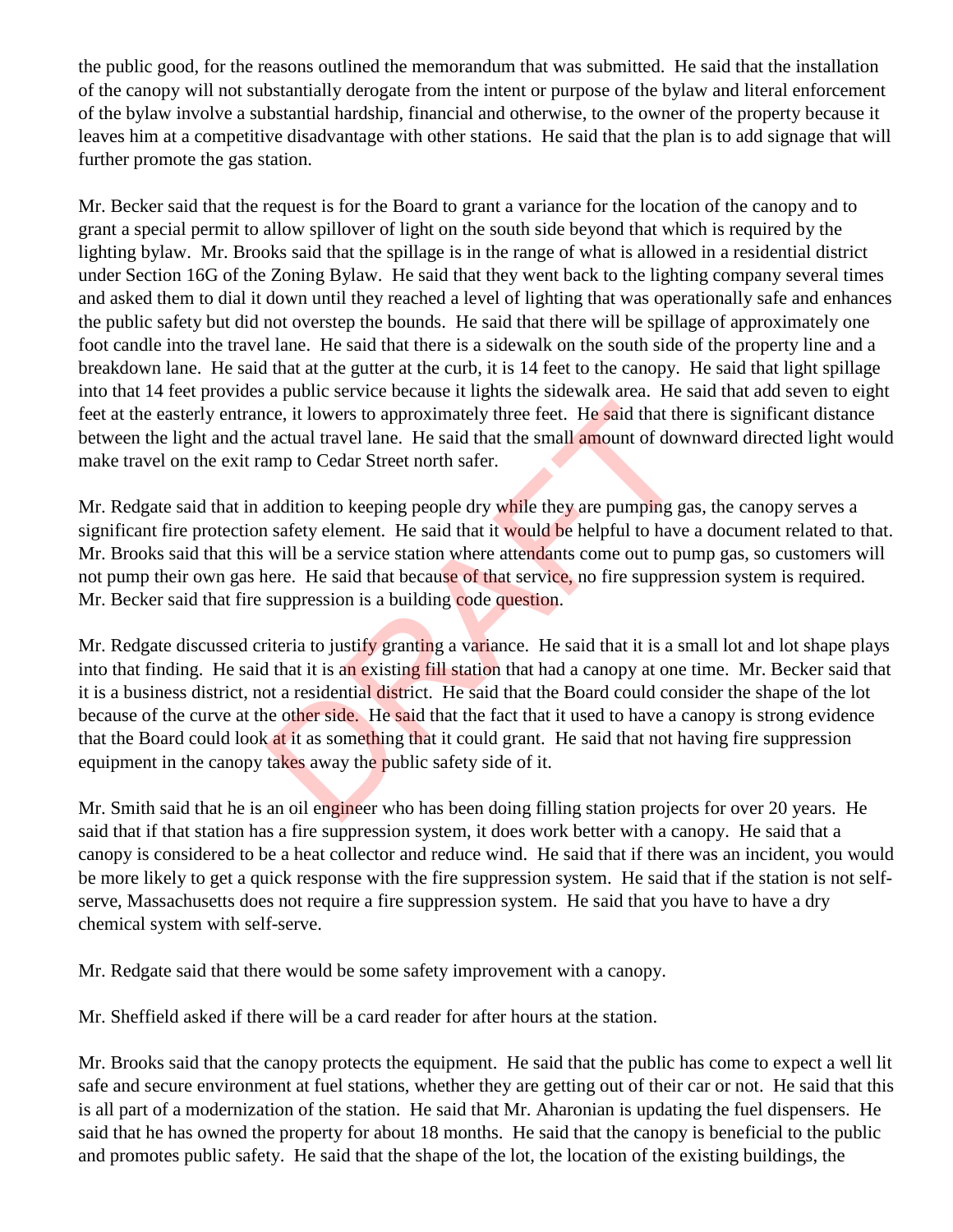the public good, for the reasons outlined the memorandum that was submitted. He said that the installation of the canopy will not substantially derogate from the intent or purpose of the bylaw and literal enforcement of the bylaw involve a substantial hardship, financial and otherwise, to the owner of the property because it leaves him at a competitive disadvantage with other stations. He said that the plan is to add signage that will further promote the gas station.

Mr. Becker said that the request is for the Board to grant a variance for the location of the canopy and to grant a special permit to allow spillover of light on the south side beyond that which is required by the lighting bylaw. Mr. Brooks said that the spillage is in the range of what is allowed in a residential district under Section 16G of the Zoning Bylaw. He said that they went back to the lighting company several times and asked them to dial it down until they reached a level of lighting that was operationally safe and enhances the public safety but did not overstep the bounds. He said that there will be spillage of approximately one foot candle into the travel lane. He said that there is a sidewalk on the south side of the property line and a breakdown lane. He said that at the gutter at the curb, it is 14 feet to the canopy. He said that light spillage into that 14 feet provides a public service because it lights the sidewalk area. He said that add seven to eight feet at the easterly entrance, it lowers to approximately three feet. He said that there is significant distance between the light and the actual travel lane. He said that the small amount of downward directed light would make travel on the exit ramp to Cedar Street north safer.

Mr. Redgate said that in addition to keeping people dry while they are pumping gas, the canopy serves a significant fire protection safety element. He said that it would be helpful to have a document related to that. Mr. Brooks said that this will be a service station where attendants come out to pump gas, so customers will not pump their own gas here. He said that because of that service, no fire suppression system is required. Mr. Becker said that fire suppression is a building code question.

Mr. Redgate discussed criteria to justify granting a variance. He said that it is a small lot and lot shape plays into that finding. He said that it is an existing fill station that had a canopy at one time. Mr. Becker said that it is a business district, not a residential district. He said that the Board could consider the shape of the lot because of the curve at the other side. He said that the fact that it used to have a canopy is strong evidence that the Board could look at it as something that it could grant. He said that not having fire suppression equipment in the canopy takes away the public safety side of it.

Mr. Smith said that he is an oil engineer who has been doing filling station projects for over 20 years. He said that if that station has a fire suppression system, it does work better with a canopy. He said that a canopy is considered to be a heat collector and reduce wind. He said that if there was an incident, you would be more likely to get a quick response with the fire suppression system. He said that if the station is not self-serve, Massachusetts does not require a fire suppression system. He said that you have to have a dry chemical system with self-serve.

Mr. Redgate said that there would be some safety improvement with a canopy.

Mr. Sheffield asked if there will be a card reader for after hours at the station.

Mr. Brooks said that the canopy protects the equipment. He said that the public has come to expect a well lit safe and secure environment at fuel stations, whether they are getting out of their car or not. He said that this is all part of a modernization of the station. He said that Mr. Aharonian is updating the fuel dispensers. He said that he has owned the property for about 18 months. He said that the canopy is beneficial to the public and promotes public safety. He said that the shape of the lot, the location of the existing buildings, the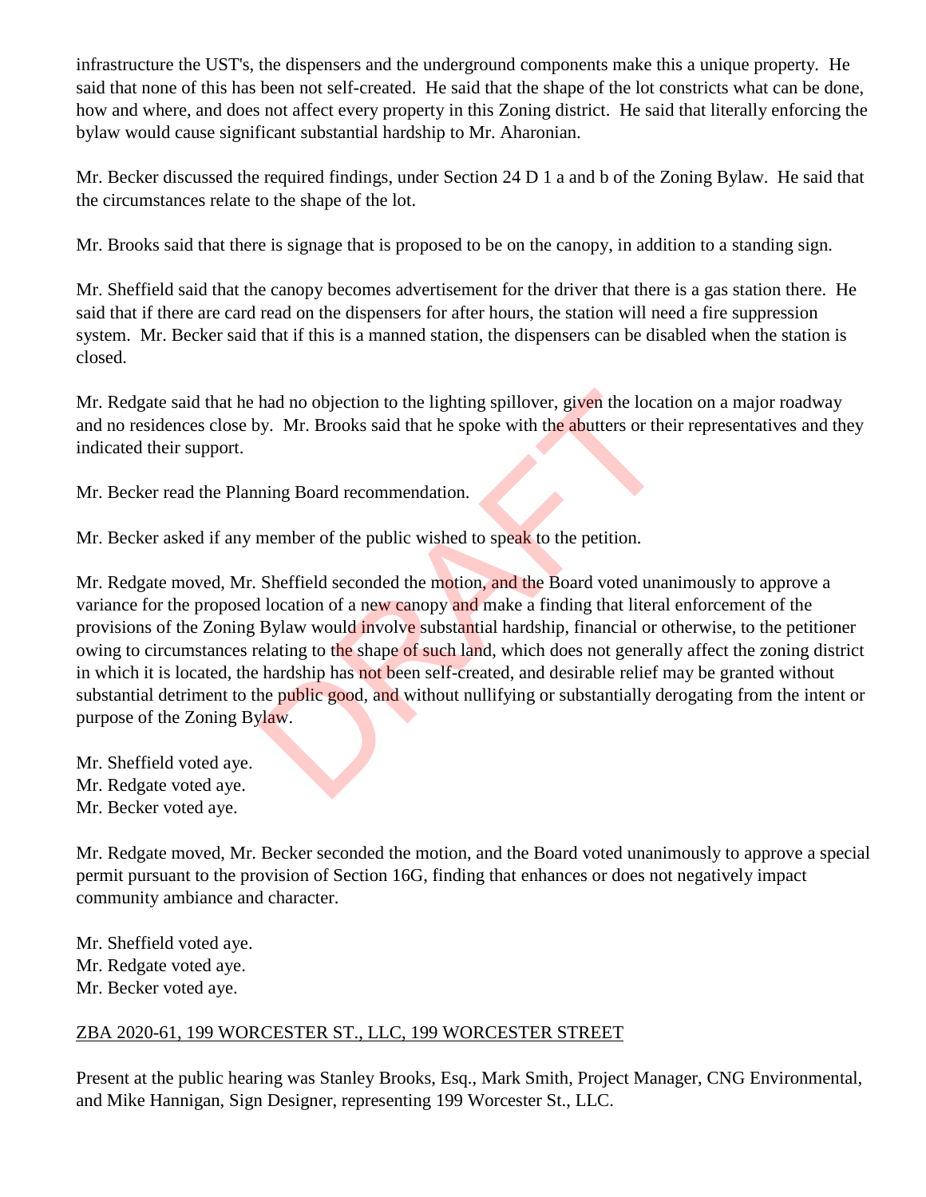infrastructure the UST's, the dispensers and the underground components make this a unique property. He said that none of this has been not self-created. He said that the shape of the lot constricts what can be done, how and where, and does not affect every property in this Zoning district. He said that literally enforcing the bylaw would cause significant substantial hardship to Mr. Aharonian.

Mr. Becker discussed the required findings, under Section 24 D 1 a and b of the Zoning Bylaw. He said that the circumstances relate to the shape of the lot.

Mr. Brooks said that there is signage that is proposed to be on the canopy, in addition to a standing sign.

Mr. Sheffield said that the canopy becomes advertisement for the driver that there is a gas station there. He said that if there are card read on the dispensers for after hours, the station will need a fire suppression system. Mr. Becker said that if this is a manned station, the dispensers can be disabled when the station is closed.

Mr. Redgate said that he had no objection to the lighting spillover, given the location on a major roadway and no residences close by. Mr. Brooks said that he spoke with the abutters or their representatives and they indicated their support.

Mr. Becker read the Planning Board recommendation.

Mr. Becker asked if any member of the public wished to speak to the petition.

Mr. Redgate moved, Mr. Sheffield seconded the motion, and the Board voted unanimously to approve a variance for the proposed location of a new canopy and make a finding that literal enforcement of the provisions of the Zoning Bylaw would involve substantial hardship, financial or otherwise, to the petitioner owing to circumstances relating to the shape of such land, which does not generally affect the zoning district in which it is located, the hardship has not been self-created, and desirable relief may be granted without substantial detriment to the public good, and without nullifying or substantially derogating from the intent or purpose of the Zoning Bylaw.

Mr. Sheffield voted aye.
Mr. Redgate voted aye.
Mr. Becker voted aye.

Mr. Redgate moved, Mr. Becker seconded the motion, and the Board voted unanimously to approve a special permit pursuant to the provision of Section 16G, finding that enhances or does not negatively impact community ambiance and character.

Mr. Sheffield voted aye.
Mr. Redgate voted aye.
Mr. Becker voted aye.

## ZBA 2020-61, 199 WORCESTER ST., LLC, 199 WORCESTER STREET

Present at the public hearing was Stanley Brooks, Esq., Mark Smith, Project Manager, CNG Environmental, and Mike Hannigan, Sign Designer, representing 199 Worcester St., LLC.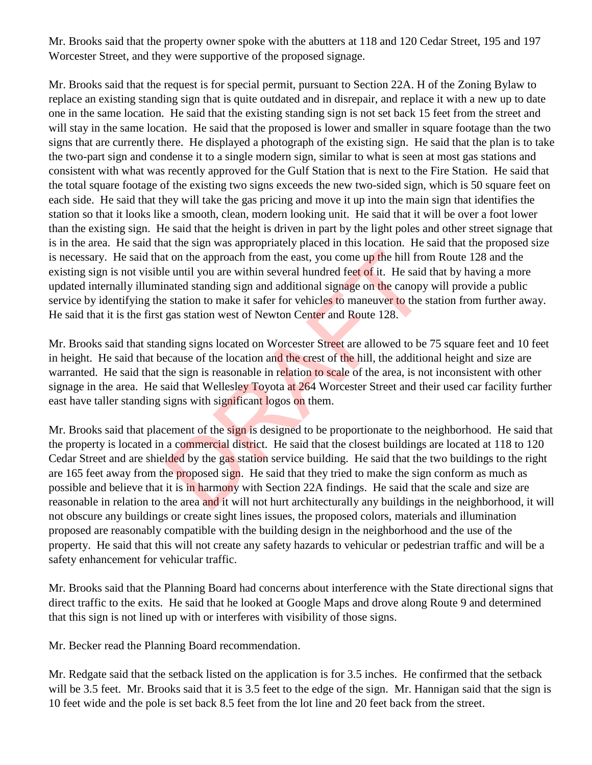Mr. Brooks said that the property owner spoke with the abutters at 118 and 120 Cedar Street, 195 and 197 Worcester Street, and they were supportive of the proposed signage.

Mr. Brooks said that the request is for special permit, pursuant to Section 22A. H of the Zoning Bylaw to replace an existing standing sign that is quite outdated and in disrepair, and replace it with a new up to date one in the same location. He said that the existing standing sign is not set back 15 feet from the street and will stay in the same location. He said that the proposed is lower and smaller in square footage than the two signs that are currently there. He displayed a photograph of the existing sign. He said that the plan is to take the two-part sign and condense it to a single modern sign, similar to what is seen at most gas stations and consistent with what was recently approved for the Gulf Station that is next to the Fire Station. He said that the total square footage of the existing two signs exceeds the new two-sided sign, which is 50 square feet on each side. He said that they will take the gas pricing and move it up into the main sign that identifies the station so that it looks like a smooth, clean, modern looking unit. He said that it will be over a foot lower than the existing sign. He said that the height is driven in part by the light poles and other street signage that is in the area. He said that the sign was appropriately placed in this location. He said that the proposed size is necessary. He said that on the approach from the east, you come up the hill from Route 128 and the existing sign is not visible until you are within several hundred feet of it. He said that by having a more updated internally illuminated standing sign and additional signage on the canopy will provide a public service by identifying the station to make it safer for vehicles to maneuver to the station from further away. He said that it is the first gas station west of Newton Center and Route 128.

Mr. Brooks said that standing signs located on Worcester Street are allowed to be 75 square feet and 10 feet in height. He said that because of the location and the crest of the hill, the additional height and size are warranted. He said that the sign is reasonable in relation to scale of the area, is not inconsistent with other signage in the area. He said that Wellesley Toyota at 264 Worcester Street and their used car facility further east have taller standing signs with significant logos on them.

Mr. Brooks said that placement of the sign is designed to be proportionate to the neighborhood. He said that the property is located in a commercial district. He said that the closest buildings are located at 118 to 120 Cedar Street and are shielded by the gas station service building. He said that the two buildings to the right are 165 feet away from the proposed sign. He said that they tried to make the sign conform as much as possible and believe that it is in harmony with Section 22A findings. He said that the scale and size are reasonable in relation to the area and it will not hurt architecturally any buildings in the neighborhood, it will not obscure any buildings or create sight lines issues, the proposed colors, materials and illumination proposed are reasonably compatible with the building design in the neighborhood and the use of the property. He said that this will not create any safety hazards to vehicular or pedestrian traffic and will be a safety enhancement for vehicular traffic.

Mr. Brooks said that the Planning Board had concerns about interference with the State directional signs that direct traffic to the exits. He said that he looked at Google Maps and drove along Route 9 and determined that this sign is not lined up with or interferes with visibility of those signs.

Mr. Becker read the Planning Board recommendation.

Mr. Redgate said that the setback listed on the application is for 3.5 inches. He confirmed that the setback will be 3.5 feet. Mr. Brooks said that it is 3.5 feet to the edge of the sign. Mr. Hannigan said that the sign is 10 feet wide and the pole is set back 8.5 feet from the lot line and 20 feet back from the street.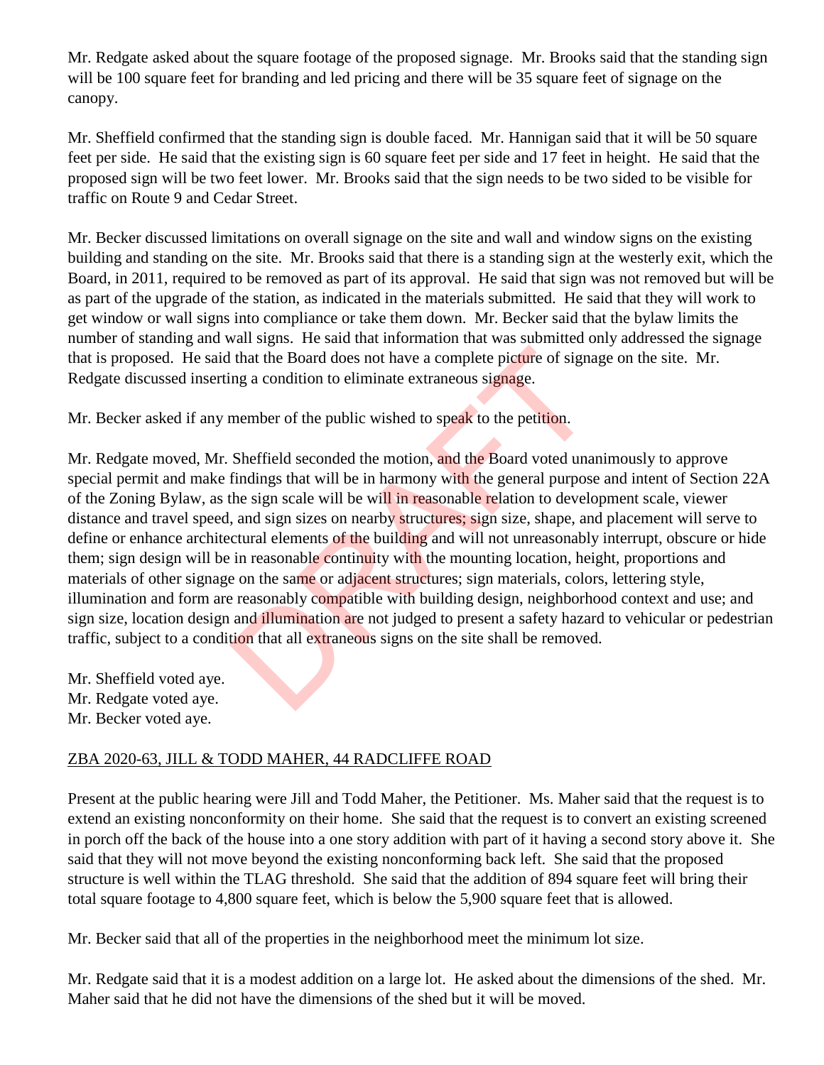Mr. Redgate asked about the square footage of the proposed signage. Mr. Brooks said that the standing sign will be 100 square feet for branding and led pricing and there will be 35 square feet of signage on the canopy.

Mr. Sheffield confirmed that the standing sign is double faced. Mr. Hannigan said that it will be 50 square feet per side. He said that the existing sign is 60 square feet per side and 17 feet in height. He said that the proposed sign will be two feet lower. Mr. Brooks said that the sign needs to be two sided to be visible for traffic on Route 9 and Cedar Street.

Mr. Becker discussed limitations on overall signage on the site and wall and window signs on the existing building and standing on the site. Mr. Brooks said that there is a standing sign at the westerly exit, which the Board, in 2011, required to be removed as part of its approval. He said that sign was not removed but will be as part of the upgrade of the station, as indicated in the materials submitted. He said that they will work to get window or wall signs into compliance or take them down. Mr. Becker said that the bylaw limits the number of standing and wall signs. He said that information that was submitted only addressed the signage that is proposed. He said that the Board does not have a complete picture of signage on the site. Mr. Redgate discussed inserting a condition to eliminate extraneous signage.

Mr. Becker asked if any member of the public wished to speak to the petition.

Mr. Redgate moved, Mr. Sheffield seconded the motion, and the Board voted unanimously to approve special permit and make findings that will be in harmony with the general purpose and intent of Section 22A of the Zoning Bylaw, as the sign scale will be will in reasonable relation to development scale, viewer distance and travel speed, and sign sizes on nearby structures; sign size, shape, and placement will serve to define or enhance architectural elements of the building and will not unreasonably interrupt, obscure or hide them; sign design will be in reasonable continuity with the mounting location, height, proportions and materials of other signage on the same or adjacent structures; sign materials, colors, lettering style, illumination and form are reasonably compatible with building design, neighborhood context and use; and sign size, location design and illumination are not judged to present a safety hazard to vehicular or pedestrian traffic, subject to a condition that all extraneous signs on the site shall be removed.

Mr. Sheffield voted aye.
Mr. Redgate voted aye.
Mr. Becker voted aye.

ZBA 2020-63, JILL & TODD MAHER, 44 RADCLIFFE ROAD

Present at the public hearing were Jill and Todd Maher, the Petitioner. Ms. Maher said that the request is to extend an existing nonconformity on their home. She said that the request is to convert an existing screened in porch off the back of the house into a one story addition with part of it having a second story above it. She said that they will not move beyond the existing nonconforming back left. She said that the proposed structure is well within the TLAG threshold. She said that the addition of 894 square feet will bring their total square footage to 4,800 square feet, which is below the 5,900 square feet that is allowed.

Mr. Becker said that all of the properties in the neighborhood meet the minimum lot size.

Mr. Redgate said that it is a modest addition on a large lot. He asked about the dimensions of the shed. Mr. Maher said that he did not have the dimensions of the shed but it will be moved.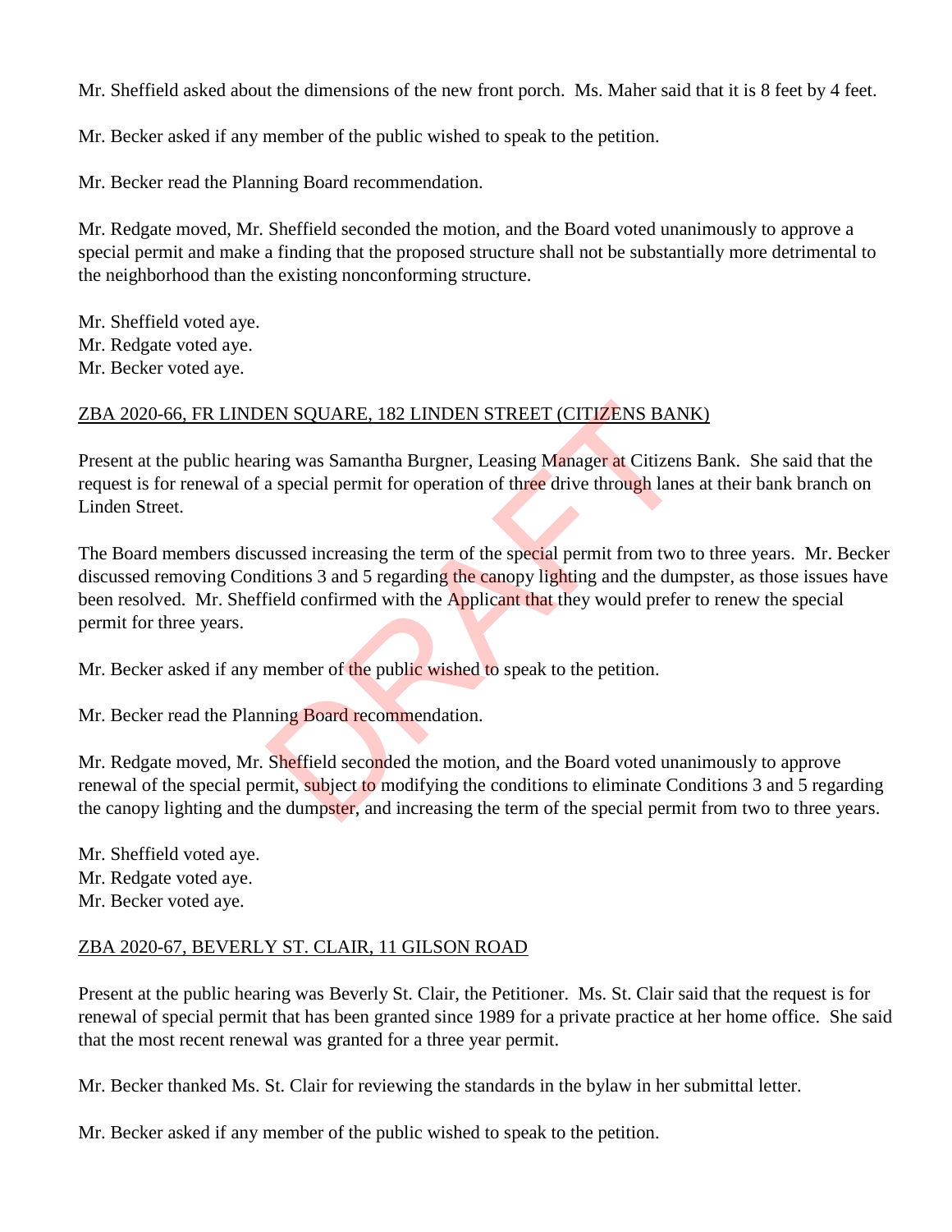Mr. Sheffield asked about the dimensions of the new front porch. Ms. Maher said that it is 8 feet by 4 feet.

Mr. Becker asked if any member of the public wished to speak to the petition.

Mr. Becker read the Planning Board recommendation.

Mr. Redgate moved, Mr. Sheffield seconded the motion, and the Board voted unanimously to approve a special permit and make a finding that the proposed structure shall not be substantially more detrimental to the neighborhood than the existing nonconforming structure.

Mr. Sheffield voted aye.
Mr. Redgate voted aye.
Mr. Becker voted aye.

ZBA 2020-66, FR LINDEN SQUARE, 182 LINDEN STREET (CITIZENS BANK)

Present at the public hearing was Samantha Burgner, Leasing Manager at Citizens Bank. She said that the request is for renewal of a special permit for operation of three drive through lanes at their bank branch on Linden Street.

The Board members discussed increasing the term of the special permit from two to three years. Mr. Becker discussed removing Conditions 3 and 5 regarding the canopy lighting and the dumpster, as those issues have been resolved. Mr. Sheffield confirmed with the Applicant that they would prefer to renew the special permit for three years.

Mr. Becker asked if any member of the public wished to speak to the petition.

Mr. Becker read the Planning Board recommendation.

Mr. Redgate moved, Mr. Sheffield seconded the motion, and the Board voted unanimously to approve renewal of the special permit, subject to modifying the conditions to eliminate Conditions 3 and 5 regarding the canopy lighting and the dumpster, and increasing the term of the special permit from two to three years.

Mr. Sheffield voted aye.
Mr. Redgate voted aye.
Mr. Becker voted aye.

ZBA 2020-67, BEVERLY ST. CLAIR, 11 GILSON ROAD

Present at the public hearing was Beverly St. Clair, the Petitioner. Ms. St. Clair said that the request is for renewal of special permit that has been granted since 1989 for a private practice at her home office. She said that the most recent renewal was granted for a three year permit.

Mr. Becker thanked Ms. St. Clair for reviewing the standards in the bylaw in her submittal letter.

Mr. Becker asked if any member of the public wished to speak to the petition.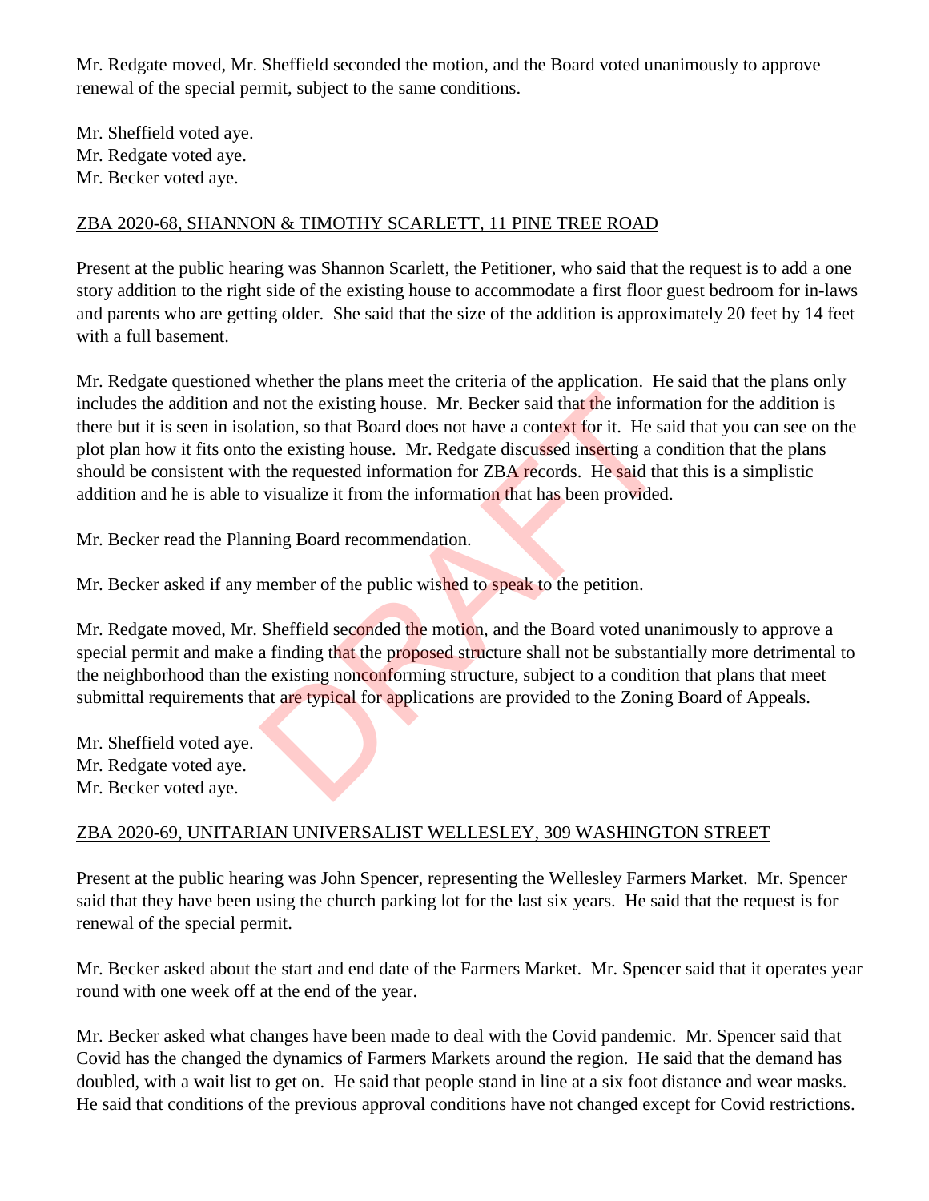Mr. Redgate moved, Mr. Sheffield seconded the motion, and the Board voted unanimously to approve renewal of the special permit, subject to the same conditions.

Mr. Sheffield voted aye.
Mr. Redgate voted aye.
Mr. Becker voted aye.

ZBA 2020-68, SHANNON & TIMOTHY SCARLETT, 11 PINE TREE ROAD

Present at the public hearing was Shannon Scarlett, the Petitioner, who said that the request is to add a one story addition to the right side of the existing house to accommodate a first floor guest bedroom for in-laws and parents who are getting older. She said that the size of the addition is approximately 20 feet by 14 feet with a full basement.

Mr. Redgate questioned whether the plans meet the criteria of the application. He said that the plans only includes the addition and not the existing house. Mr. Becker said that the information for the addition is there but it is seen in isolation, so that Board does not have a context for it. He said that you can see on the plot plan how it fits onto the existing house. Mr. Redgate discussed inserting a condition that the plans should be consistent with the requested information for ZBA records. He said that this is a simplistic addition and he is able to visualize it from the information that has been provided.

Mr. Becker read the Planning Board recommendation.

Mr. Becker asked if any member of the public wished to speak to the petition.

Mr. Redgate moved, Mr. Sheffield seconded the motion, and the Board voted unanimously to approve a special permit and make a finding that the proposed structure shall not be substantially more detrimental to the neighborhood than the existing nonconforming structure, subject to a condition that plans that meet submittal requirements that are typical for applications are provided to the Zoning Board of Appeals.

Mr. Sheffield voted aye.
Mr. Redgate voted aye.
Mr. Becker voted aye.

ZBA 2020-69, UNITARIAN UNIVERSALIST WELLESLEY, 309 WASHINGTON STREET

Present at the public hearing was John Spencer, representing the Wellesley Farmers Market. Mr. Spencer said that they have been using the church parking lot for the last six years. He said that the request is for renewal of the special permit.

Mr. Becker asked about the start and end date of the Farmers Market. Mr. Spencer said that it operates year round with one week off at the end of the year.

Mr. Becker asked what changes have been made to deal with the Covid pandemic. Mr. Spencer said that Covid has the changed the dynamics of Farmers Markets around the region. He said that the demand has doubled, with a wait list to get on. He said that people stand in line at a six foot distance and wear masks. He said that conditions of the previous approval conditions have not changed except for Covid restrictions.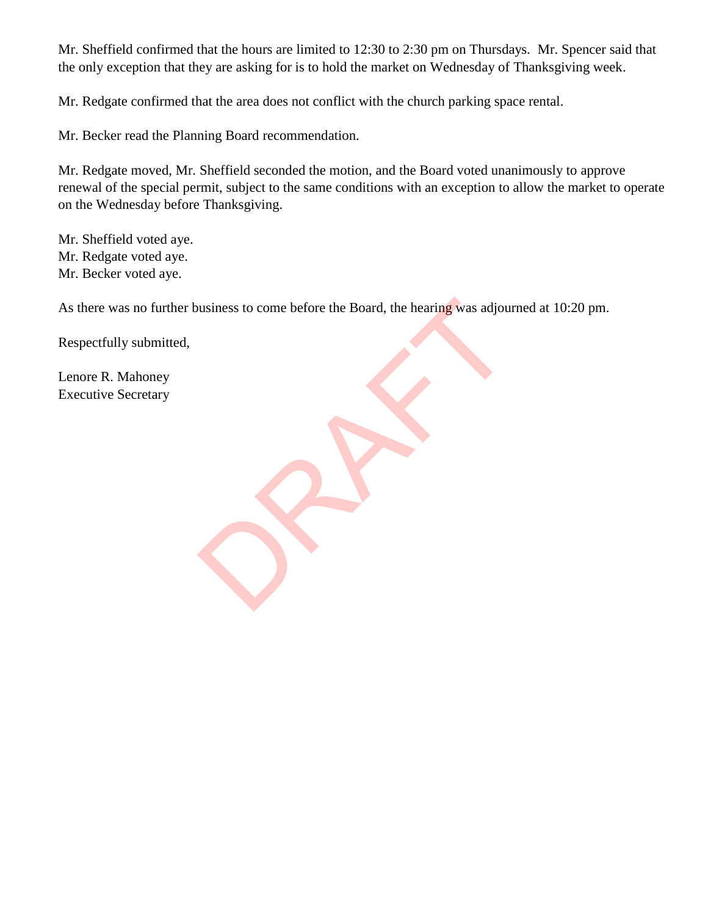Mr. Sheffield confirmed that the hours are limited to 12:30 to 2:30 pm on Thursdays. Mr. Spencer said that the only exception that they are asking for is to hold the market on Wednesday of Thanksgiving week.

Mr. Redgate confirmed that the area does not conflict with the church parking space rental.

Mr. Becker read the Planning Board recommendation.

Mr. Redgate moved, Mr. Sheffield seconded the motion, and the Board voted unanimously to approve renewal of the special permit, subject to the same conditions with an exception to allow the market to operate on the Wednesday before Thanksgiving.

Mr. Sheffield voted aye.
Mr. Redgate voted aye.
Mr. Becker voted aye.

As there was no further business to come before the Board, the hearing was adjourned at 10:20 pm.

Respectfully submitted,

Lenore R. Mahoney
Executive Secretary

DRAFT